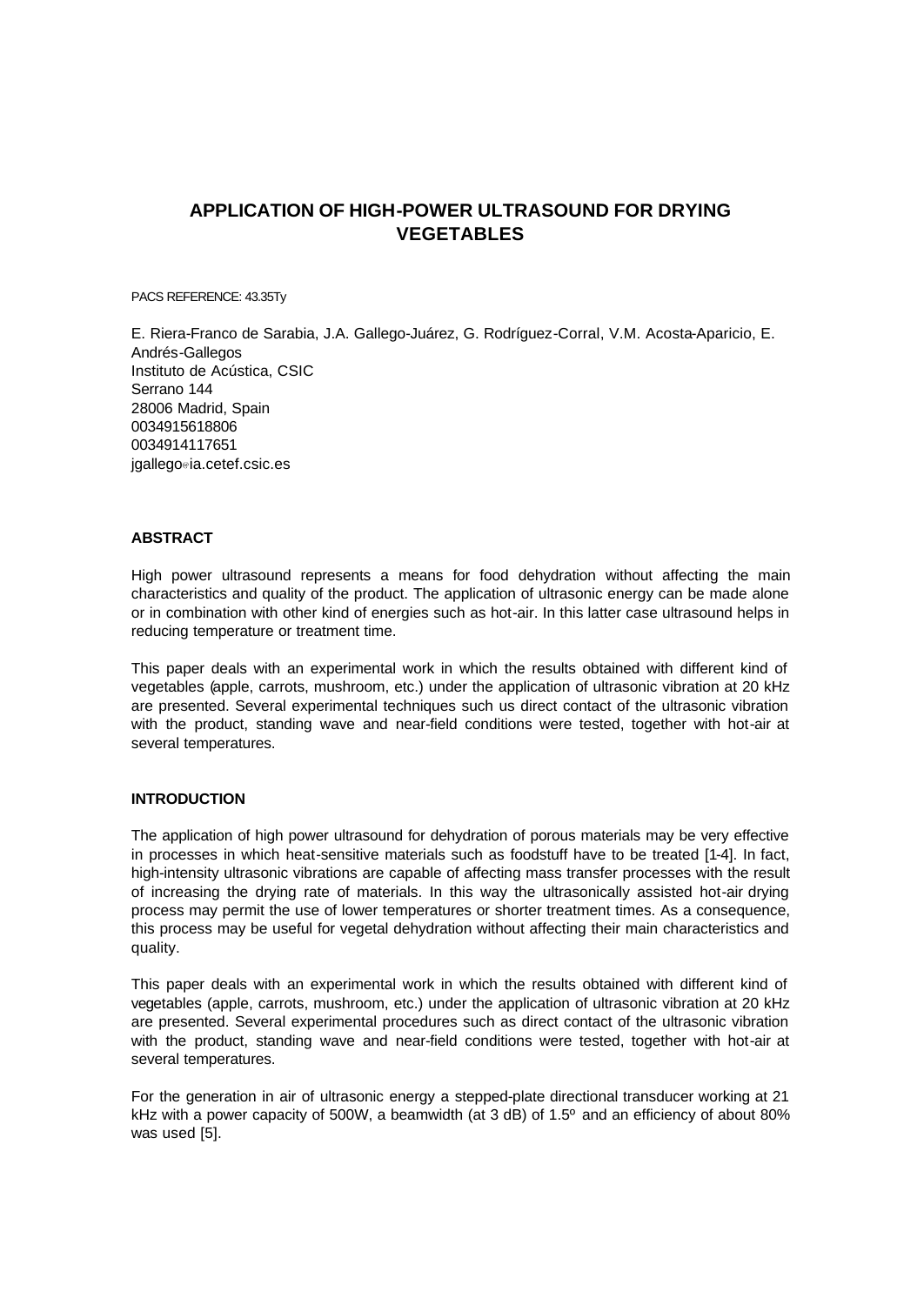# APPLICATION OF HIGH-POWER ULTRASOUND FOR DRYING VEGETABLES

PACS REFERENCE: 43.35Ty

E. Riera-Franco de Sarabia, J.A. Gallego-Juárez, G. Rodríguez-Corral, V.M. Acosta-Aparicio, E. Andrés-Gallegos
Instituto de Acústica, CSIC
Serrano 144
28006 Madrid, Spain
0034915618806
0034914117651
jgallego@ia.cetef.csic.es

## ABSTRACT

High power ultrasound represents a means for food dehydration without affecting the main characteristics and quality of the product. The application of ultrasonic energy can be made alone or in combination with other kind of energies such as hot-air. In this latter case ultrasound helps in reducing temperature or treatment time.

This paper deals with an experimental work in which the results obtained with different kind of vegetables (apple, carrots, mushroom, etc.) under the application of ultrasonic vibration at 20 kHz are presented. Several experimental techniques such us direct contact of the ultrasonic vibration with the product, standing wave and near-field conditions were tested, together with hot-air at several temperatures.

## INTRODUCTION

The application of high power ultrasound for dehydration of porous materials may be very effective in processes in which heat-sensitive materials such as foodstuff have to be treated [1-4]. In fact, high-intensity ultrasonic vibrations are capable of affecting mass transfer processes with the result of increasing the drying rate of materials. In this way the ultrasonically assisted hot-air drying process may permit the use of lower temperatures or shorter treatment times. As a consequence, this process may be useful for vegetal dehydration without affecting their main characteristics and quality.

This paper deals with an experimental work in which the results obtained with different kind of vegetables (apple, carrots, mushroom, etc.) under the application of ultrasonic vibration at 20 kHz are presented. Several experimental procedures such as direct contact of the ultrasonic vibration with the product, standing wave and near-field conditions were tested, together with hot-air at several temperatures.

For the generation in air of ultrasonic energy a stepped-plate directional transducer working at 21 kHz with a power capacity of 500W, a beamwidth (at 3 dB) of 1.5º and an efficiency of about 80% was used [5].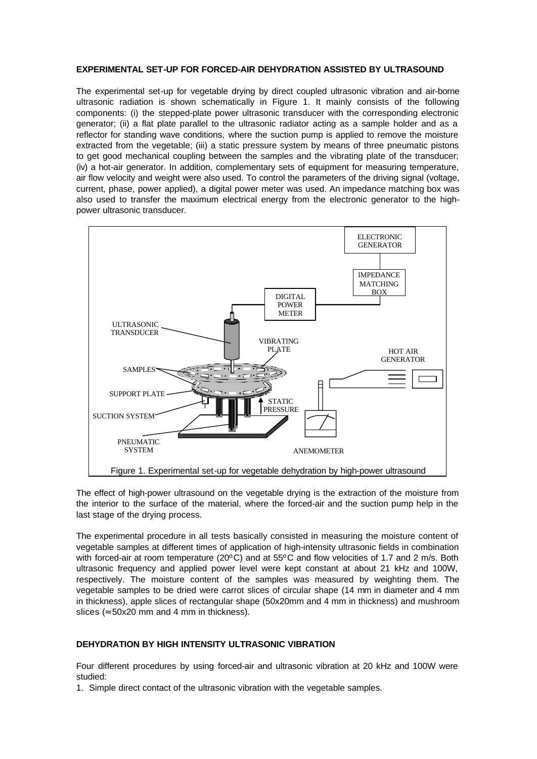**EXPERIMENTAL SET-UP FOR FORCED-AIR DEHYDRATION ASSISTED BY ULTRASOUND**

The experimental set-up for vegetable drying by direct coupled ultrasonic vibration and air-borne ultrasonic radiation is shown schematically in Figure 1. It mainly consists of the following components: (i) the stepped-plate power ultrasonic transducer with the corresponding electronic generator; (ii) a flat plate parallel to the ultrasonic radiator acting as a sample holder and as a reflector for standing wave conditions, where the suction pump is applied to remove the moisture extracted from the vegetable; (iii) a static pressure system by means of three pneumatic pistons to get good mechanical coupling between the samples and the vibrating plate of the transducer; (iv) a hot-air generator. In addition, complementary sets of equipment for measuring temperature, air flow velocity and weight were also used. To control the parameters of the driving signal (voltage, current, phase, power applied), a digital power meter was used. An impedance matching box was also used to transfer the maximum electrical energy from the electronic generator to the high-power ultrasonic transducer.

Figure 1. Experimental set-up for vegetable dehydration by high-power ultrasound

The effect of high-power ultrasound on the vegetable drying is the extraction of the moisture from the interior to the surface of the material, where the forced-air and the suction pump help in the last stage of the drying process.

The experimental procedure in all tests basically consisted in measuring the moisture content of vegetable samples at different times of application of high-intensity ultrasonic fields in combination with forced-air at room temperature (20ºC) and at 55ºC and flow velocities of 1.7 and 2 m/s. Both ultrasonic frequency and applied power level were kept constant at about 21 kHz and 100W, respectively. The moisture content of the samples was measured by weighting them. The vegetable samples to be dried were carrot slices of circular shape (14 mm in diameter and 4 mm in thickness), apple slices of rectangular shape (50x20mm and 4 mm in thickness) and mushroom slices (≈50x20 mm and 4 mm in thickness).

**DEHYDRATION BY HIGH INTENSITY ULTRASONIC VIBRATION**

Four different procedures by using forced-air and ultrasonic vibration at 20 kHz and 100W were studied:

1. Simple direct contact of the ultrasonic vibration with the vegetable samples.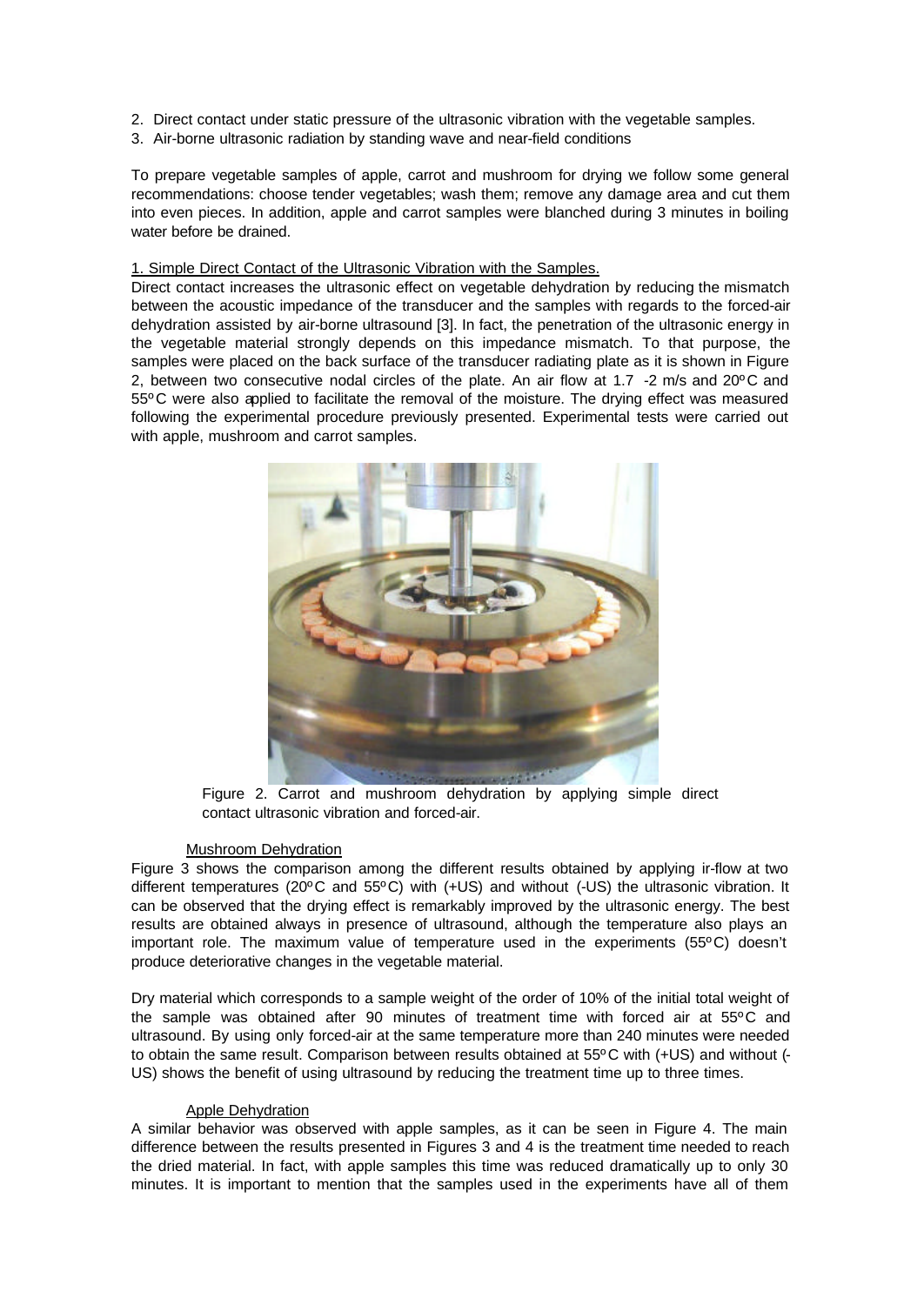2. Direct contact under static pressure of the ultrasonic vibration with the vegetable samples.
3. Air-borne ultrasonic radiation by standing wave and near-field conditions

To prepare vegetable samples of apple, carrot and mushroom for drying we follow some general recommendations: choose tender vegetables; wash them; remove any damage area and cut them into even pieces. In addition, apple and carrot samples were blanched during 3 minutes in boiling water before be drained.

1. Simple Direct Contact of the Ultrasonic Vibration with the Samples.

Direct contact increases the ultrasonic effect on vegetable dehydration by reducing the mismatch between the acoustic impedance of the transducer and the samples with regards to the forced-air dehydration assisted by air-borne ultrasound [3]. In fact, the penetration of the ultrasonic energy in the vegetable material strongly depends on this impedance mismatch. To that purpose, the samples were placed on the back surface of the transducer radiating plate as it is shown in Figure 2, between two consecutive nodal circles of the plate. An air flow at 1.7 -2 m/s and 20ºC and 55ºC were also applied to facilitate the removal of the moisture. The drying effect was measured following the experimental procedure previously presented. Experimental tests were carried out with apple, mushroom and carrot samples.

Figure 2. Carrot and mushroom dehydration by applying simple direct contact ultrasonic vibration and forced-air.

Mushroom Dehydration

Figure 3 shows the comparison among the different results obtained by applying ir-flow at two different temperatures (20ºC and 55ºC) with (+US) and without (-US) the ultrasonic vibration. It can be observed that the drying effect is remarkably improved by the ultrasonic energy. The best results are obtained always in presence of ultrasound, although the temperature also plays an important role. The maximum value of temperature used in the experiments (55ºC) doesn't produce deteriorative changes in the vegetable material.

Dry material which corresponds to a sample weight of the order of 10% of the initial total weight of the sample was obtained after 90 minutes of treatment time with forced air at 55ºC and ultrasound. By using only forced-air at the same temperature more than 240 minutes were needed to obtain the same result. Comparison between results obtained at 55ºC with (+US) and without (-US) shows the benefit of using ultrasound by reducing the treatment time up to three times.

Apple Dehydration

A similar behavior was observed with apple samples, as it can be seen in Figure 4. The main difference between the results presented in Figures 3 and 4 is the treatment time needed to reach the dried material. In fact, with apple samples this time was reduced dramatically up to only 30 minutes. It is important to mention that the samples used in the experiments have all of them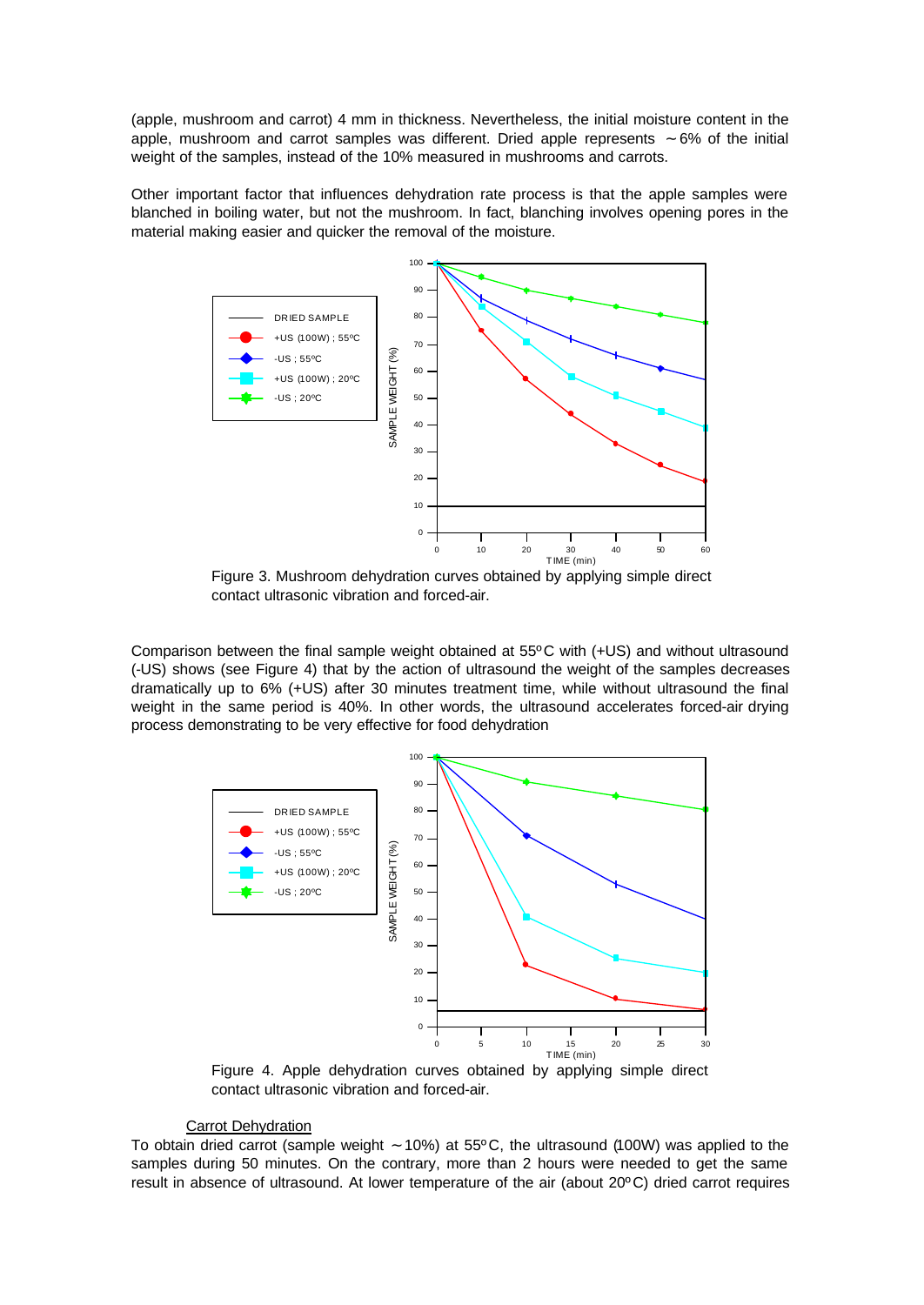(apple, mushroom and carrot) 4 mm in thickness. Nevertheless, the initial moisture content in the apple, mushroom and carrot samples was different. Dried apple represents ∼6% of the initial weight of the samples, instead of the 10% measured in mushrooms and carrots.

Other important factor that influences dehydration rate process is that the apple samples were blanched in boiling water, but not the mushroom. In fact, blanching involves opening pores in the material making easier and quicker the removal of the moisture.

Figure 3. Mushroom dehydration curves obtained by applying simple direct contact ultrasonic vibration and forced-air.

Comparison between the final sample weight obtained at 55ºC with (+US) and without ultrasound (-US) shows (see Figure 4) that by the action of ultrasound the weight of the samples decreases dramatically up to 6% (+US) after 30 minutes treatment time, while without ultrasound the final weight in the same period is 40%. In other words, the ultrasound accelerates forced-air drying process demonstrating to be very effective for food dehydration

Figure 4. Apple dehydration curves obtained by applying simple direct contact ultrasonic vibration and forced-air.

<u>Carrot Dehydration</u>

To obtain dried carrot (sample weight ∼10%) at 55ºC, the ultrasound (100W) was applied to the samples during 50 minutes. On the contrary, more than 2 hours were needed to get the same result in absence of ultrasound. At lower temperature of the air (about 20ºC) dried carrot requires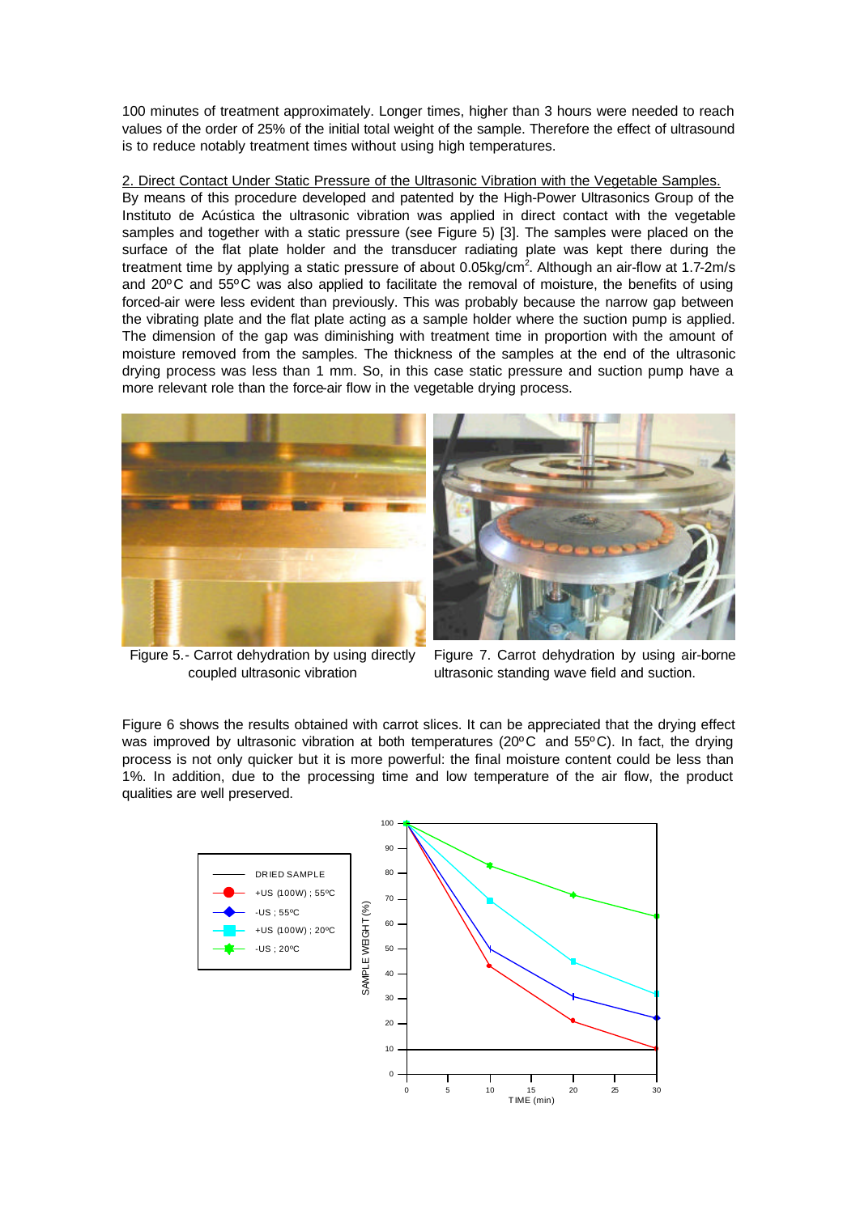100 minutes of treatment approximately. Longer times, higher than 3 hours were needed to reach values of the order of 25% of the initial total weight of the sample. Therefore the effect of ultrasound is to reduce notably treatment times without using high temperatures.

2. Direct Contact Under Static Pressure of the Ultrasonic Vibration with the Vegetable Samples.

By means of this procedure developed and patented by the High-Power Ultrasonics Group of the Instituto de Acústica the ultrasonic vibration was applied in direct contact with the vegetable samples and together with a static pressure (see Figure 5) [3]. The samples were placed on the surface of the flat plate holder and the transducer radiating plate was kept there during the treatment time by applying a static pressure of about 0.05kg/cm$^2$. Although an air-flow at 1.7-2m/s and 20ºC and 55ºC was also applied to facilitate the removal of moisture, the benefits of using forced-air were less evident than previously. This was probably because the narrow gap between the vibrating plate and the flat plate acting as a sample holder where the suction pump is applied. The dimension of the gap was diminishing with treatment time in proportion with the amount of moisture removed from the samples. The thickness of the samples at the end of the ultrasonic drying process was less than 1 mm. So, in this case static pressure and suction pump have a more relevant role than the force-air flow in the vegetable drying process.

Figure 5.- Carrot dehydration by using directly coupled ultrasonic vibration

Figure 7. Carrot dehydration by using air-borne ultrasonic standing wave field and suction.

Figure 6 shows the results obtained with carrot slices. It can be appreciated that the drying effect was improved by ultrasonic vibration at both temperatures (20ºC and 55ºC). In fact, the drying process is not only quicker but it is more powerful: the final moisture content could be less than 1%. In addition, due to the processing time and low temperature of the air flow, the product qualities are well preserved.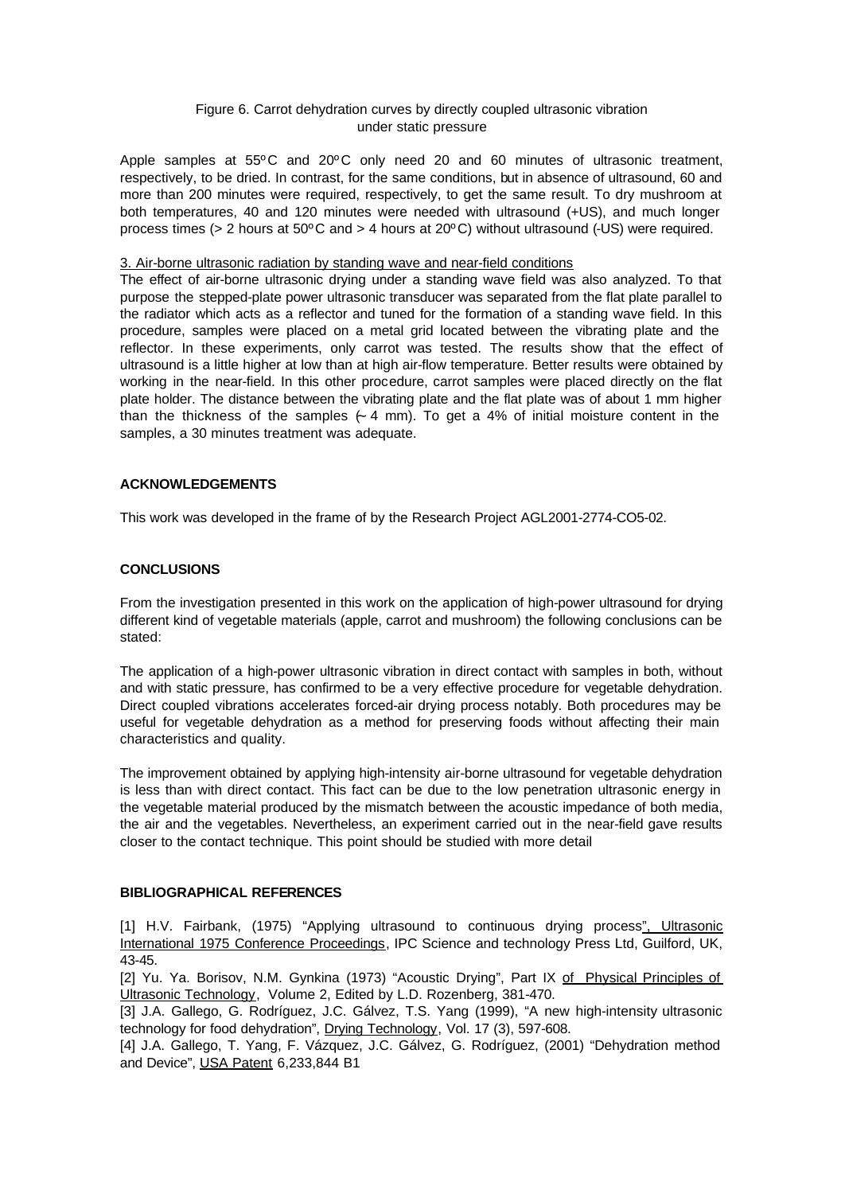Figure 6. Carrot dehydration curves by directly coupled ultrasonic vibration under static pressure

Apple samples at 55ºC and 20ºC only need 20 and 60 minutes of ultrasonic treatment, respectively, to be dried. In contrast, for the same conditions, but in absence of ultrasound, 60 and more than 200 minutes were required, respectively, to get the same result. To dry mushroom at both temperatures, 40 and 120 minutes were needed with ultrasound (+US), and much longer process times (> 2 hours at 50ºC and > 4 hours at 20ºC) without ultrasound (-US) were required.

3. Air-borne ultrasonic radiation by standing wave and near-field conditions

The effect of air-borne ultrasonic drying under a standing wave field was also analyzed. To that purpose the stepped-plate power ultrasonic transducer was separated from the flat plate parallel to the radiator which acts as a reflector and tuned for the formation of a standing wave field. In this procedure, samples were placed on a metal grid located between the vibrating plate and the reflector. In these experiments, only carrot was tested. The results show that the effect of ultrasound is a little higher at low than at high air-flow temperature. Better results were obtained by working in the near-field. In this other procedure, carrot samples were placed directly on the flat plate holder. The distance between the vibrating plate and the flat plate was of about 1 mm higher than the thickness of the samples (~ 4 mm). To get a 4% of initial moisture content in the samples, a 30 minutes treatment was adequate.

## ACKNOWLEDGEMENTS

This work was developed in the frame of by the Research Project AGL2001-2774-CO5-02.

## CONCLUSIONS

From the investigation presented in this work on the application of high-power ultrasound for drying different kind of vegetable materials (apple, carrot and mushroom) the following conclusions can be stated:

The application of a high-power ultrasonic vibration in direct contact with samples in both, without and with static pressure, has confirmed to be a very effective procedure for vegetable dehydration. Direct coupled vibrations accelerates forced-air drying process notably. Both procedures may be useful for vegetable dehydration as a method for preserving foods without affecting their main characteristics and quality.

The improvement obtained by applying high-intensity air-borne ultrasound for vegetable dehydration is less than with direct contact. This fact can be due to the low penetration ultrasonic energy in the vegetable material produced by the mismatch between the acoustic impedance of both media, the air and the vegetables. Nevertheless, an experiment carried out in the near-field gave results closer to the contact technique. This point should be studied with more detail

## BIBLIOGRAPHICAL REFERENCES

[1] H.V. Fairbank, (1975) "Applying ultrasound to continuous drying process", Ultrasonic International 1975 Conference Proceedings, IPC Science and technology Press Ltd, Guilford, UK, 43-45.

[2] Yu. Ya. Borisov, N.M. Gynkina (1973) "Acoustic Drying", Part IX of Physical Principles of Ultrasonic Technology, Volume 2, Edited by L.D. Rozenberg, 381-470.

[3] J.A. Gallego, G. Rodríguez, J.C. Gálvez, T.S. Yang (1999), "A new high-intensity ultrasonic technology for food dehydration", Drying Technology, Vol. 17 (3), 597-608.

[4] J.A. Gallego, T. Yang, F. Vázquez, J.C. Gálvez, G. Rodríguez, (2001) "Dehydration method and Device", USA Patent 6,233,844 B1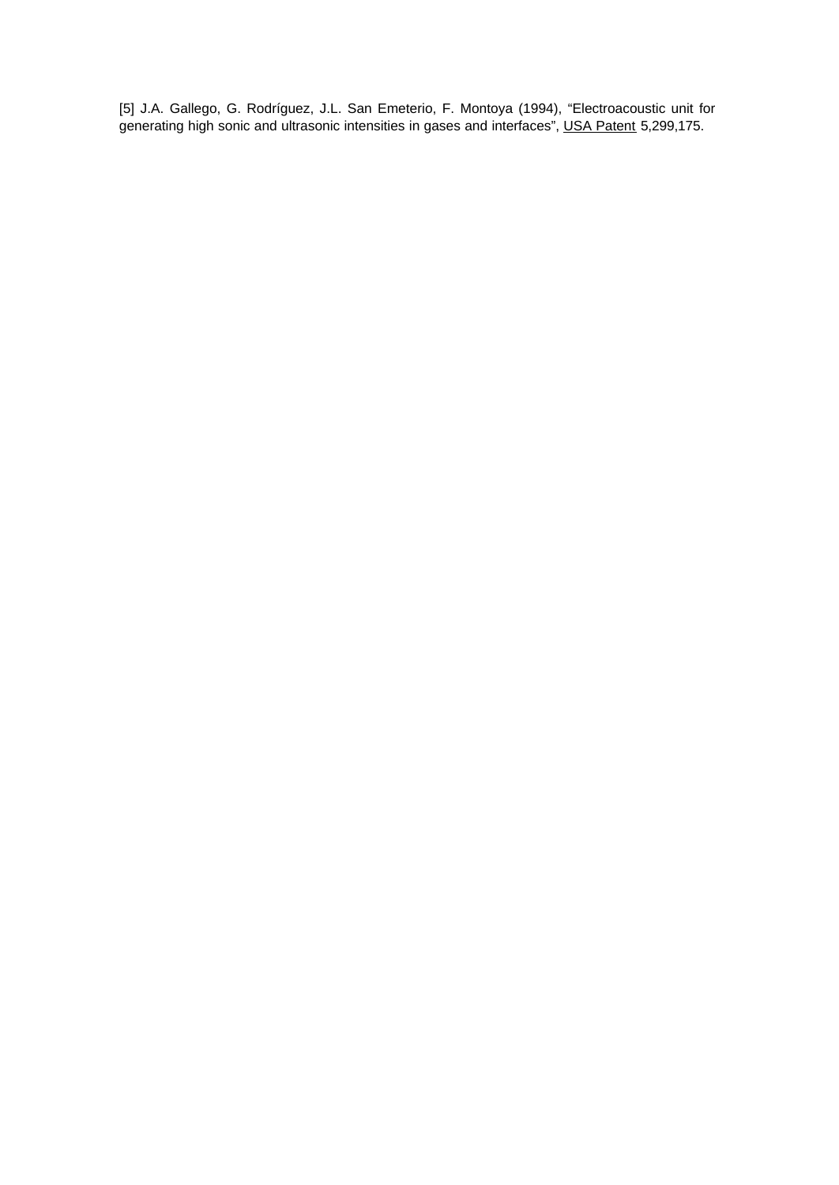[5] J.A. Gallego, G. Rodríguez, J.L. San Emeterio, F. Montoya (1994), "Electroacoustic unit for generating high sonic and ultrasonic intensities in gases and interfaces", <u>USA Patent</u> 5,299,175.